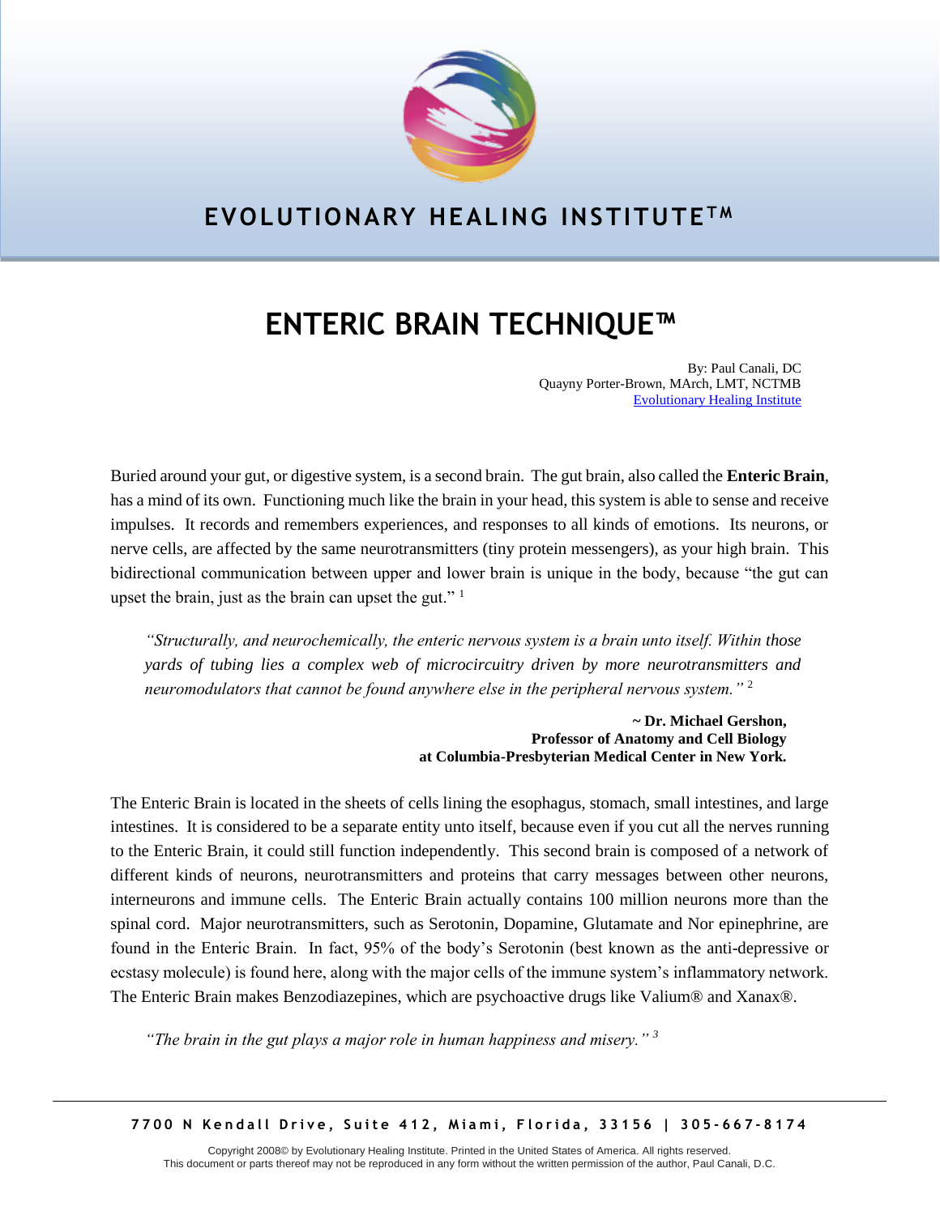# EVOLUTIONARY HEALING INSTITUTE™

# ENTERIC BRAIN TECHNIQUE™

By: Paul Canali, DC
Quayny Porter-Brown, MArch, LMT, NCTMB
Evolutionary Healing Institute

Buried around your gut, or digestive system, is a second brain. The gut brain, also called the **Enteric Brain**, has a mind of its own. Functioning much like the brain in your head, this system is able to sense and receive impulses. It records and remembers experiences, and responses to all kinds of emotions. Its neurons, or nerve cells, are affected by the same neurotransmitters (tiny protein messengers), as your high brain. This bidirectional communication between upper and lower brain is unique in the body, because "the gut can upset the brain, just as the brain can upset the gut." [1]

> *"Structurally, and neurochemically, the enteric nervous system is a brain unto itself. Within those yards of tubing lies a complex web of microcircuitry driven by more neurotransmitters and neuromodulators that cannot be found anywhere else in the peripheral nervous system."* [2]
>
> **~ Dr. Michael Gershon,**
> **Professor of Anatomy and Cell Biology**
> **at Columbia-Presbyterian Medical Center in New York.**

The Enteric Brain is located in the sheets of cells lining the esophagus, stomach, small intestines, and large intestines. It is considered to be a separate entity unto itself, because even if you cut all the nerves running to the Enteric Brain, it could still function independently. This second brain is composed of a network of different kinds of neurons, neurotransmitters and proteins that carry messages between other neurons, interneurons and immune cells. The Enteric Brain actually contains 100 million neurons more than the spinal cord. Major neurotransmitters, such as Serotonin, Dopamine, Glutamate and Nor epinephrine, are found in the Enteric Brain. In fact, 95% of the body's Serotonin (best known as the anti-depressive or ecstasy molecule) is found here, along with the major cells of the immune system's inflammatory network. The Enteric Brain makes Benzodiazepines, which are psychoactive drugs like Valium® and Xanax®.

> *"The brain in the gut plays a major role in human happiness and misery."* [3]

7700 N Kendall Drive, Suite 412, Miami, Florida, 33156 | 305-667-8174

Copyright 2008© by Evolutionary Healing Institute. Printed in the United States of America. All rights reserved.
This document or parts thereof may not be reproduced in any form without the written permission of the author, Paul Canali, D.C.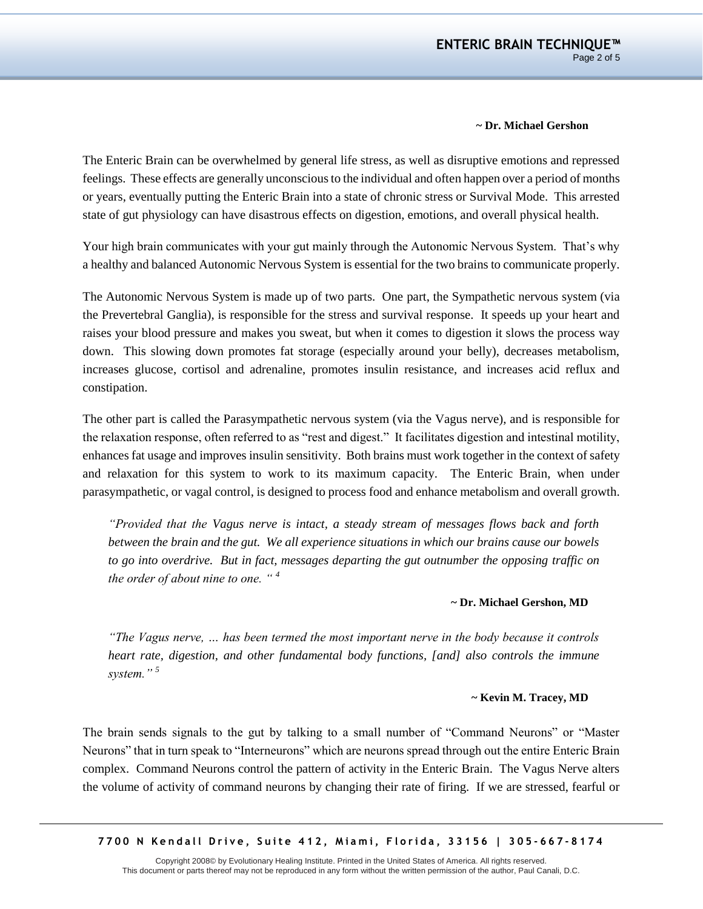~ **Dr. Michael Gershon**

The Enteric Brain can be overwhelmed by general life stress, as well as disruptive emotions and repressed feelings. These effects are generally unconscious to the individual and often happen over a period of months or years, eventually putting the Enteric Brain into a state of chronic stress or Survival Mode. This arrested state of gut physiology can have disastrous effects on digestion, emotions, and overall physical health.

Your high brain communicates with your gut mainly through the Autonomic Nervous System. That's why a healthy and balanced Autonomic Nervous System is essential for the two brains to communicate properly.

The Autonomic Nervous System is made up of two parts. One part, the Sympathetic nervous system (via the Prevertebral Ganglia), is responsible for the stress and survival response. It speeds up your heart and raises your blood pressure and makes you sweat, but when it comes to digestion it slows the process way down. This slowing down promotes fat storage (especially around your belly), decreases metabolism, increases glucose, cortisol and adrenaline, promotes insulin resistance, and increases acid reflux and constipation.

The other part is called the Parasympathetic nervous system (via the Vagus nerve), and is responsible for the relaxation response, often referred to as "rest and digest." It facilitates digestion and intestinal motility, enhances fat usage and improves insulin sensitivity. Both brains must work together in the context of safety and relaxation for this system to work to its maximum capacity. The Enteric Brain, when under parasympathetic, or vagal control, is designed to process food and enhance metabolism and overall growth.

> *"Provided that the Vagus nerve is intact, a steady stream of messages flows back and forth between the brain and the gut. We all experience situations in which our brains cause our bowels to go into overdrive. But in fact, messages departing the gut outnumber the opposing traffic on the order of about nine to one. "* [4]
>
> ~ **Dr. Michael Gershon, MD**

> *"The Vagus nerve, … has been termed the most important nerve in the body because it controls heart rate, digestion, and other fundamental body functions, [and] also controls the immune system."* [5]
>
> ~ **Kevin M. Tracey, MD**

The brain sends signals to the gut by talking to a small number of "Command Neurons" or "Master Neurons" that in turn speak to "Interneurons" which are neurons spread through out the entire Enteric Brain complex. Command Neurons control the pattern of activity in the Enteric Brain. The Vagus Nerve alters the volume of activity of command neurons by changing their rate of firing. If we are stressed, fearful or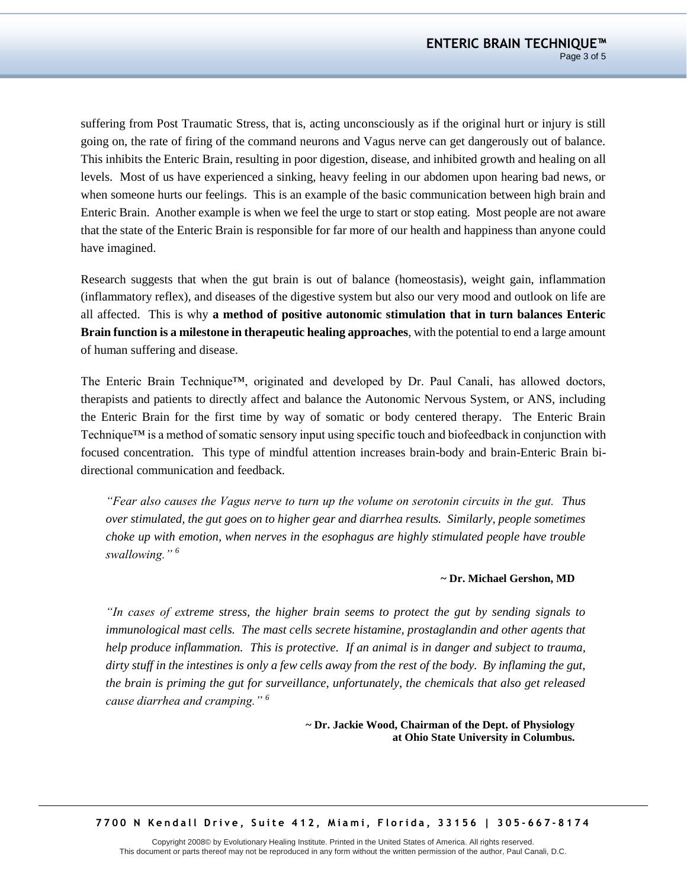suffering from Post Traumatic Stress, that is, acting unconsciously as if the original hurt or injury is still going on, the rate of firing of the command neurons and Vagus nerve can get dangerously out of balance. This inhibits the Enteric Brain, resulting in poor digestion, disease, and inhibited growth and healing on all levels. Most of us have experienced a sinking, heavy feeling in our abdomen upon hearing bad news, or when someone hurts our feelings. This is an example of the basic communication between high brain and Enteric Brain. Another example is when we feel the urge to start or stop eating. Most people are not aware that the state of the Enteric Brain is responsible for far more of our health and happiness than anyone could have imagined.

Research suggests that when the gut brain is out of balance (homeostasis), weight gain, inflammation (inflammatory reflex), and diseases of the digestive system but also our very mood and outlook on life are all affected. This is why **a method of positive autonomic stimulation that in turn balances Enteric Brain function is a milestone in therapeutic healing approaches**, with the potential to end a large amount of human suffering and disease.

The Enteric Brain Technique™, originated and developed by Dr. Paul Canali, has allowed doctors, therapists and patients to directly affect and balance the Autonomic Nervous System, or ANS, including the Enteric Brain for the first time by way of somatic or body centered therapy. The Enteric Brain Technique™ is a method of somatic sensory input using specific touch and biofeedback in conjunction with focused concentration. This type of mindful attention increases brain-body and brain-Enteric Brain bi-directional communication and feedback.

> *"Fear also causes the Vagus nerve to turn up the volume on serotonin circuits in the gut. Thus over stimulated, the gut goes on to higher gear and diarrhea results. Similarly, people sometimes choke up with emotion, when nerves in the esophagus are highly stimulated people have trouble swallowing."* [6]
>
> **~ Dr. Michael Gershon, MD**

> *"In cases of extreme stress, the higher brain seems to protect the gut by sending signals to immunological mast cells. The mast cells secrete histamine, prostaglandin and other agents that help produce inflammation. This is protective. If an animal is in danger and subject to trauma, dirty stuff in the intestines is only a few cells away from the rest of the body. By inflaming the gut, the brain is priming the gut for surveillance, unfortunately, the chemicals that also get released cause diarrhea and cramping."* [6]
>
> **~ Dr. Jackie Wood, Chairman of the Dept. of Physiology at Ohio State University in Columbus.**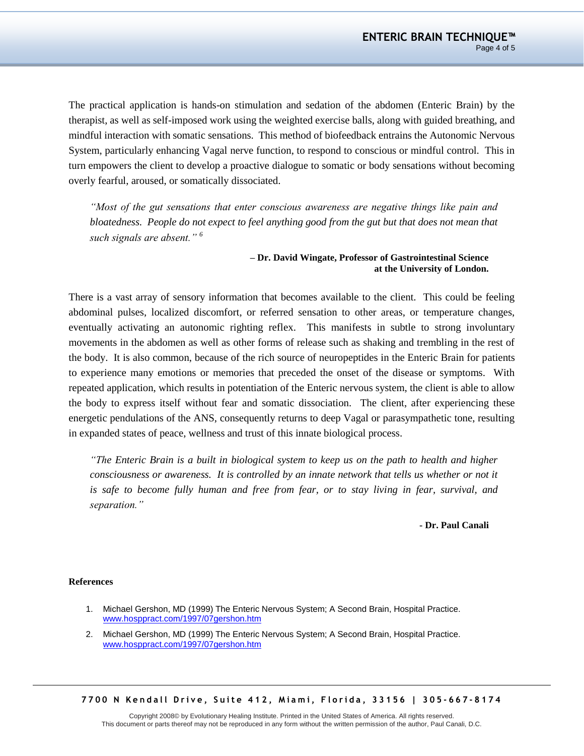The practical application is hands-on stimulation and sedation of the abdomen (Enteric Brain) by the therapist, as well as self-imposed work using the weighted exercise balls, along with guided breathing, and mindful interaction with somatic sensations. This method of biofeedback entrains the Autonomic Nervous System, particularly enhancing Vagal nerve function, to respond to conscious or mindful control. This in turn empowers the client to develop a proactive dialogue to somatic or body sensations without becoming overly fearful, aroused, or somatically dissociated.

> *"Most of the gut sensations that enter conscious awareness are negative things like pain and bloatedness. People do not expect to feel anything good from the gut but that does not mean that such signals are absent."* [6]
>
> **– Dr. David Wingate, Professor of Gastrointestinal Science at the University of London.**

There is a vast array of sensory information that becomes available to the client. This could be feeling abdominal pulses, localized discomfort, or referred sensation to other areas, or temperature changes, eventually activating an autonomic righting reflex. This manifests in subtle to strong involuntary movements in the abdomen as well as other forms of release such as shaking and trembling in the rest of the body. It is also common, because of the rich source of neuropeptides in the Enteric Brain for patients to experience many emotions or memories that preceded the onset of the disease or symptoms. With repeated application, which results in potentiation of the Enteric nervous system, the client is able to allow the body to express itself without fear and somatic dissociation. The client, after experiencing these energetic pendulations of the ANS, consequently returns to deep Vagal or parasympathetic tone, resulting in expanded states of peace, wellness and trust of this innate biological process.

> *"The Enteric Brain is a built in biological system to keep us on the path to health and higher consciousness or awareness. It is controlled by an innate network that tells us whether or not it is safe to become fully human and free from fear, or to stay living in fear, survival, and separation."*
>
> **- Dr. Paul Canali**

**References**

1. Michael Gershon, MD (1999) The Enteric Nervous System; A Second Brain, Hospital Practice. www.hosppract.com/1997/07gershon.htm
2. Michael Gershon, MD (1999) The Enteric Nervous System; A Second Brain, Hospital Practice. www.hosppract.com/1997/07gershon.htm

**7700 N Kendall Drive, Suite 412, Miami, Florida, 33156 | 305-667-8174**

Copyright 2008© by Evolutionary Healing Institute. Printed in the United States of America. All rights reserved.
This document or parts thereof may not be reproduced in any form without the written permission of the author, Paul Canali, D.C.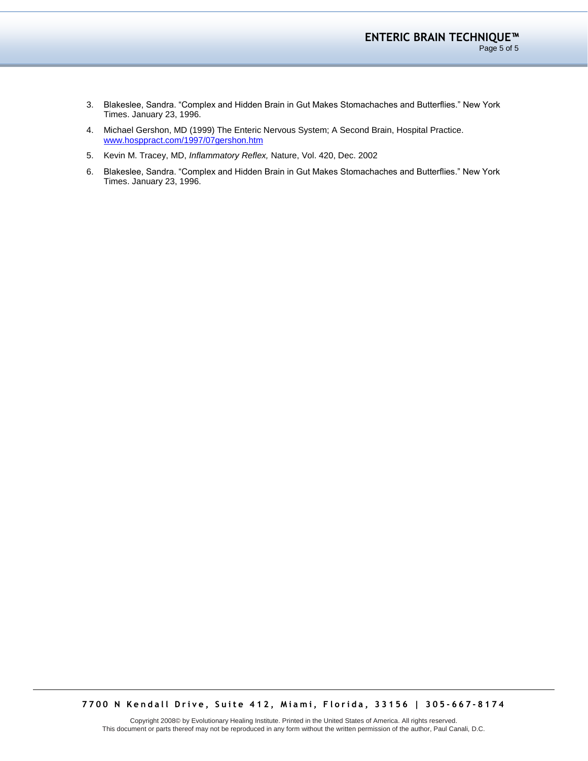3. Blakeslee, Sandra. “Complex and Hidden Brain in Gut Makes Stomachaches and Butterflies.” New York Times. January 23, 1996.
4. Michael Gershon, MD (1999) The Enteric Nervous System; A Second Brain, Hospital Practice. [www.hosppract.com/1997/07gershon.htm](www.hosppract.com/1997/07gershon.htm)
5. Kevin M. Tracey, MD, *Inflammatory Reflex,* Nature, Vol. 420, Dec. 2002
6. Blakeslee, Sandra. “Complex and Hidden Brain in Gut Makes Stomachaches and Butterflies.” New York Times. January 23, 1996.

**7700 N Kendall Drive, Suite 412, Miami, Florida, 33156 | 305-667-8174**

Copyright 2008© by Evolutionary Healing Institute. Printed in the United States of America. All rights reserved.
This document or parts thereof may not be reproduced in any form without the written permission of the author, Paul Canali, D.C.